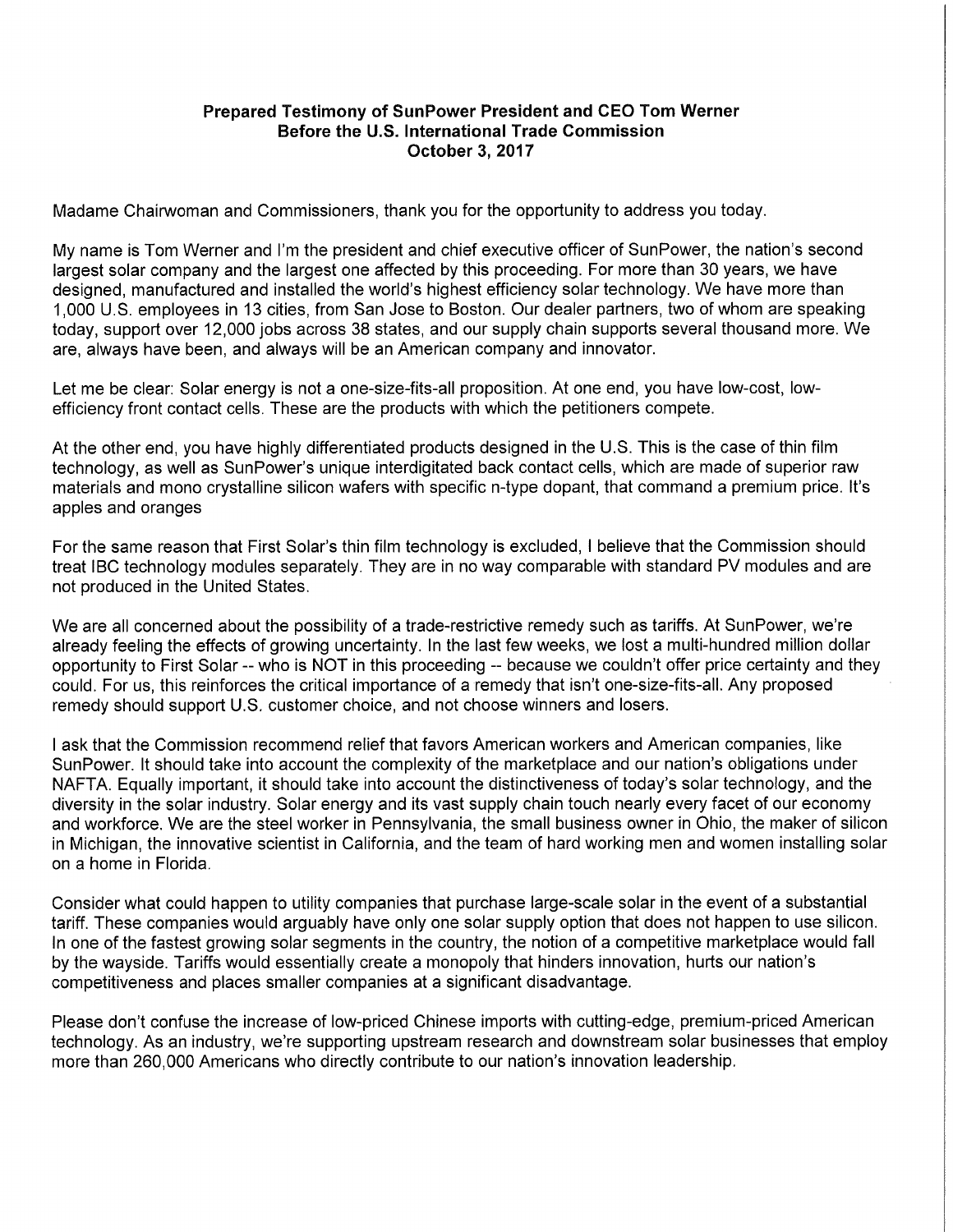**Prepared Testimony of SunPower President and CEO Tom Werner**
**Before the U.S. International Trade Commission**
**October 3, 2017**

Madame Chairwoman and Commissioners, thank you for the opportunity to address you today.

My name is Tom Werner and I'm the president and chief executive officer of SunPower, the nation's second largest solar company and the largest one affected by this proceeding. For more than 30 years, we have designed, manufactured and installed the world's highest efficiency solar technology. We have more than 1,000 U.S. employees in 13 cities, from San Jose to Boston. Our dealer partners, two of whom are speaking today, support over 12,000 jobs across 38 states, and our supply chain supports several thousand more. We are, always have been, and always will be an American company and innovator.

Let me be clear: Solar energy is not a one-size-fits-all proposition. At one end, you have low-cost, low-efficiency front contact cells. These are the products with which the petitioners compete.

At the other end, you have highly differentiated products designed in the U.S. This is the case of thin film technology, as well as SunPower's unique interdigitated back contact cells, which are made of superior raw materials and mono crystalline silicon wafers with specific n-type dopant, that command a premium price. It's apples and oranges

For the same reason that First Solar's thin film technology is excluded, I believe that the Commission should treat IBC technology modules separately. They are in no way comparable with standard PV modules and are not produced in the United States.

We are all concerned about the possibility of a trade-restrictive remedy such as tariffs. At SunPower, we're already feeling the effects of growing uncertainty. In the last few weeks, we lost a multi-hundred million dollar opportunity to First Solar -- who is NOT in this proceeding -- because we couldn't offer price certainty and they could. For us, this reinforces the critical importance of a remedy that isn't one-size-fits-all. Any proposed remedy should support U.S. customer choice, and not choose winners and losers.

I ask that the Commission recommend relief that favors American workers and American companies, like SunPower. It should take into account the complexity of the marketplace and our nation's obligations under NAFTA. Equally important, it should take into account the distinctiveness of today's solar technology, and the diversity in the solar industry. Solar energy and its vast supply chain touch nearly every facet of our economy and workforce. We are the steel worker in Pennsylvania, the small business owner in Ohio, the maker of silicon in Michigan, the innovative scientist in California, and the team of hard working men and women installing solar on a home in Florida.

Consider what could happen to utility companies that purchase large-scale solar in the event of a substantial tariff. These companies would arguably have only one solar supply option that does not happen to use silicon. In one of the fastest growing solar segments in the country, the notion of a competitive marketplace would fall by the wayside. Tariffs would essentially create a monopoly that hinders innovation, hurts our nation's competitiveness and places smaller companies at a significant disadvantage.

Please don't confuse the increase of low-priced Chinese imports with cutting-edge, premium-priced American technology. As an industry, we're supporting upstream research and downstream solar businesses that employ more than 260,000 Americans who directly contribute to our nation's innovation leadership.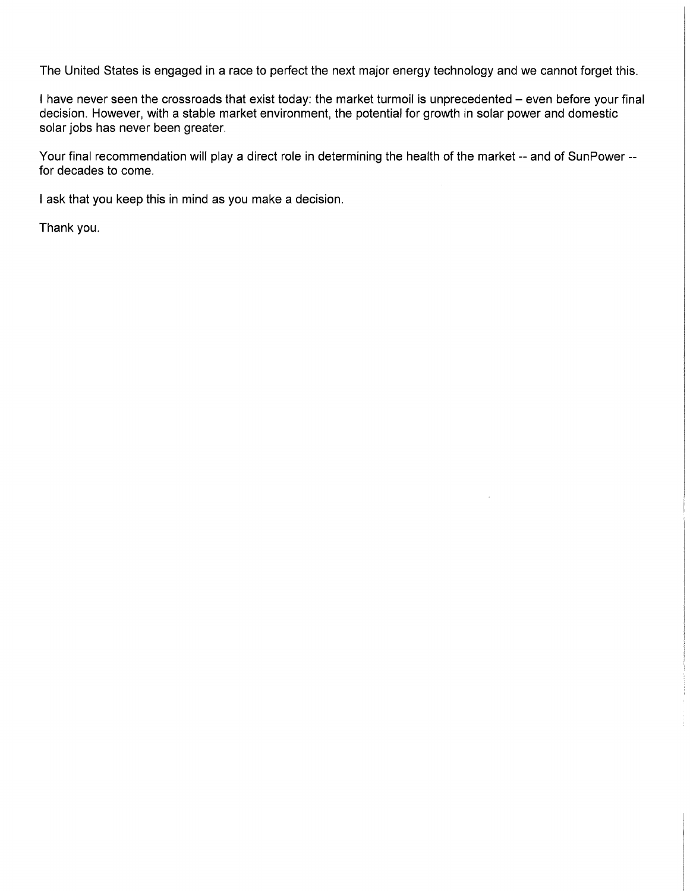The United States is engaged in a race to perfect the next major energy technology and we cannot forget this.

I have never seen the crossroads that exist today: the market turmoil is unprecedented – even before your final decision. However, with a stable market environment, the potential for growth in solar power and domestic solar jobs has never been greater.

Your final recommendation will play a direct role in determining the health of the market -- and of SunPower -- for decades to come.

I ask that you keep this in mind as you make a decision.

Thank you.